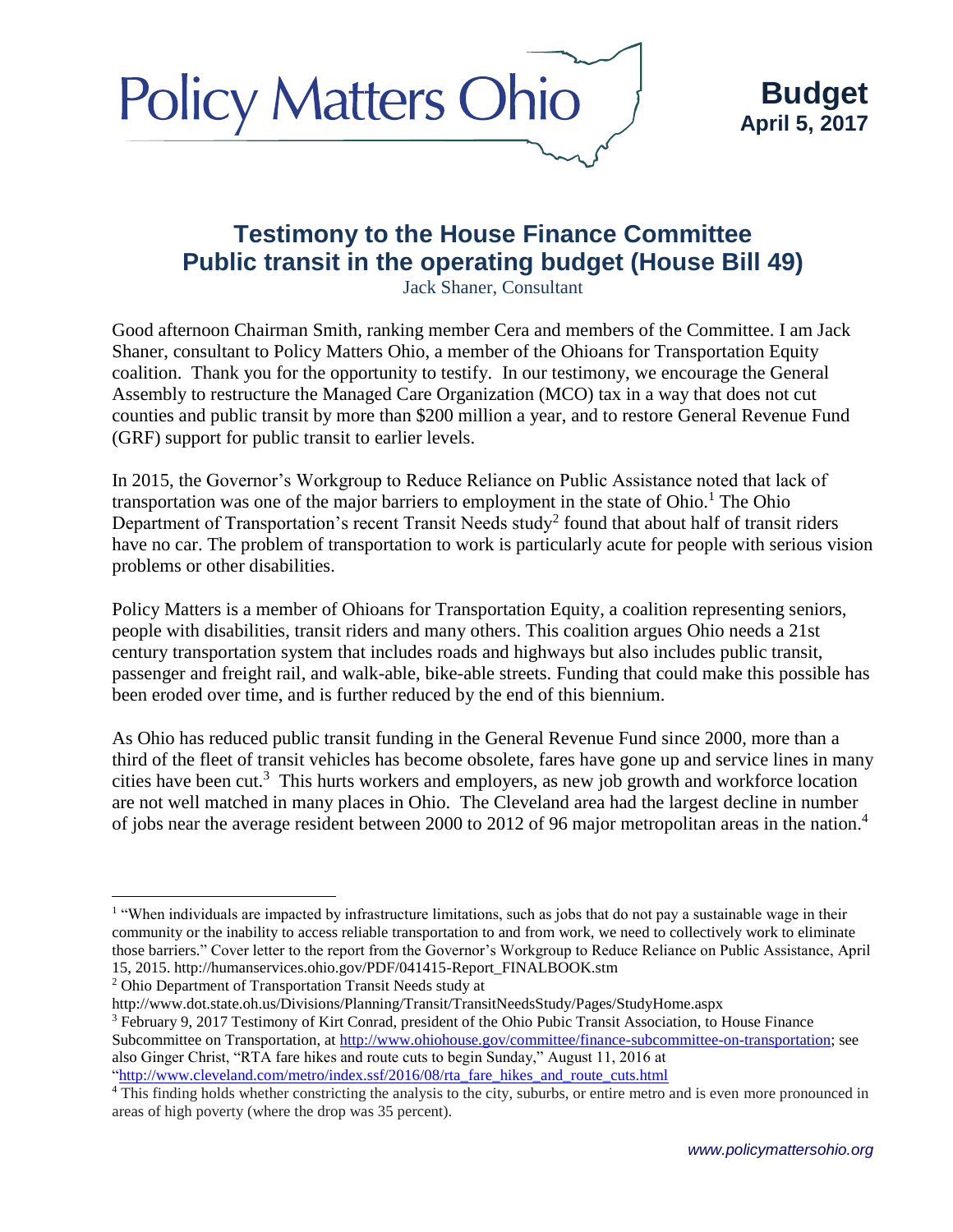Policy Matters Ohio

**Budget**
**April 5, 2017**

# Testimony to the House Finance Committee
# Public transit in the operating budget (House Bill 49)

Jack Shaner, Consultant

Good afternoon Chairman Smith, ranking member Cera and members of the Committee. I am Jack Shaner, consultant to Policy Matters Ohio, a member of the Ohioans for Transportation Equity coalition. Thank you for the opportunity to testify. In our testimony, we encourage the General Assembly to restructure the Managed Care Organization (MCO) tax in a way that does not cut counties and public transit by more than $200 million a year, and to restore General Revenue Fund (GRF) support for public transit to earlier levels.

In 2015, the Governor's Workgroup to Reduce Reliance on Public Assistance noted that lack of transportation was one of the major barriers to employment in the state of Ohio.[1] The Ohio Department of Transportation's recent Transit Needs study[2] found that about half of transit riders have no car. The problem of transportation to work is particularly acute for people with serious vision problems or other disabilities.

Policy Matters is a member of Ohioans for Transportation Equity, a coalition representing seniors, people with disabilities, transit riders and many others. This coalition argues Ohio needs a 21st century transportation system that includes roads and highways but also includes public transit, passenger and freight rail, and walk-able, bike-able streets. Funding that could make this possible has been eroded over time, and is further reduced by the end of this biennium.

As Ohio has reduced public transit funding in the General Revenue Fund since 2000, more than a third of the fleet of transit vehicles has become obsolete, fares have gone up and service lines in many cities have been cut.[3] This hurts workers and employers, as new job growth and workforce location are not well matched in many places in Ohio. The Cleveland area had the largest decline in number of jobs near the average resident between 2000 to 2012 of 96 major metropolitan areas in the nation.[4]

---

[1] "When individuals are impacted by infrastructure limitations, such as jobs that do not pay a sustainable wage in their community or the inability to access reliable transportation to and from work, we need to collectively work to eliminate those barriers." Cover letter to the report from the Governor's Workgroup to Reduce Reliance on Public Assistance, April 15, 2015. http://humanservices.ohio.gov/PDF/041415-Report_FINALBOOK.stm

[2] Ohio Department of Transportation Transit Needs study at http://www.dot.state.oh.us/Divisions/Planning/Transit/TransitNeedsStudy/Pages/StudyHome.aspx

[3] February 9, 2017 Testimony of Kirt Conrad, president of the Ohio Pubic Transit Association, to House Finance Subcommittee on Transportation, at http://www.ohiohouse.gov/committee/finance-subcommittee-on-transportation; see also Ginger Christ, "RTA fare hikes and route cuts to begin Sunday," August 11, 2016 at "http://www.cleveland.com/metro/index.ssf/2016/08/rta_fare_hikes_and_route_cuts.html

[4] This finding holds whether constricting the analysis to the city, suburbs, or entire metro and is even more pronounced in areas of high poverty (where the drop was 35 percent).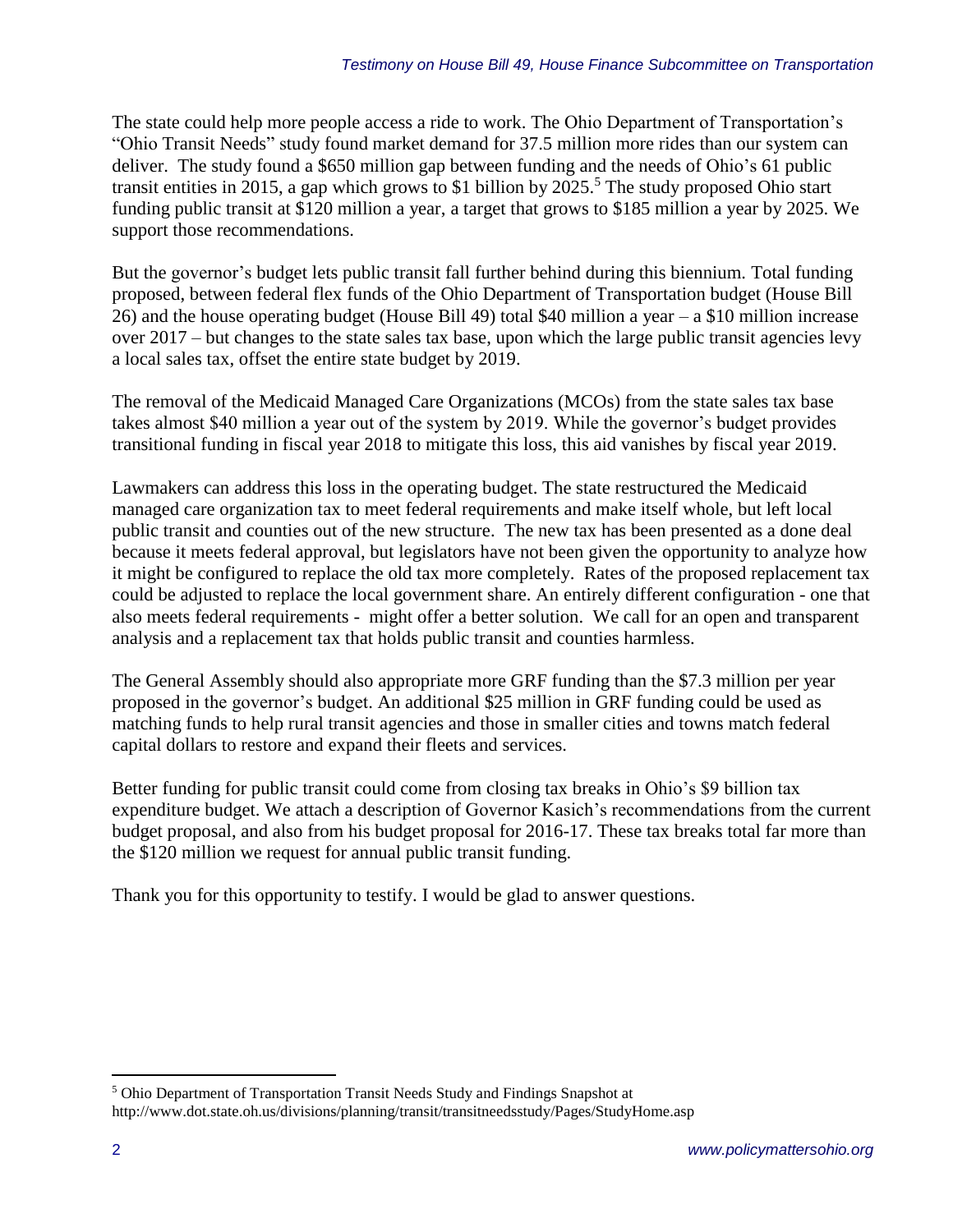The state could help more people access a ride to work. The Ohio Department of Transportation's "Ohio Transit Needs" study found market demand for 37.5 million more rides than our system can deliver. The study found a $650 million gap between funding and the needs of Ohio's 61 public transit entities in 2015, a gap which grows to $1 billion by 2025.[5] The study proposed Ohio start funding public transit at $120 million a year, a target that grows to $185 million a year by 2025. We support those recommendations.

But the governor's budget lets public transit fall further behind during this biennium. Total funding proposed, between federal flex funds of the Ohio Department of Transportation budget (House Bill 26) and the house operating budget (House Bill 49) total $40 million a year – a $10 million increase over 2017 – but changes to the state sales tax base, upon which the large public transit agencies levy a local sales tax, offset the entire state budget by 2019.

The removal of the Medicaid Managed Care Organizations (MCOs) from the state sales tax base takes almost $40 million a year out of the system by 2019. While the governor's budget provides transitional funding in fiscal year 2018 to mitigate this loss, this aid vanishes by fiscal year 2019.

Lawmakers can address this loss in the operating budget. The state restructured the Medicaid managed care organization tax to meet federal requirements and make itself whole, but left local public transit and counties out of the new structure. The new tax has been presented as a done deal because it meets federal approval, but legislators have not been given the opportunity to analyze how it might be configured to replace the old tax more completely. Rates of the proposed replacement tax could be adjusted to replace the local government share. An entirely different configuration - one that also meets federal requirements - might offer a better solution. We call for an open and transparent analysis and a replacement tax that holds public transit and counties harmless.

The General Assembly should also appropriate more GRF funding than the $7.3 million per year proposed in the governor's budget. An additional $25 million in GRF funding could be used as matching funds to help rural transit agencies and those in smaller cities and towns match federal capital dollars to restore and expand their fleets and services.

Better funding for public transit could come from closing tax breaks in Ohio's $9 billion tax expenditure budget. We attach a description of Governor Kasich's recommendations from the current budget proposal, and also from his budget proposal for 2016-17. These tax breaks total far more than the $120 million we request for annual public transit funding.

Thank you for this opportunity to testify. I would be glad to answer questions.

---

[5] Ohio Department of Transportation Transit Needs Study and Findings Snapshot at http://www.dot.state.oh.us/divisions/planning/transit/transitneedsstudy/Pages/StudyHome.asp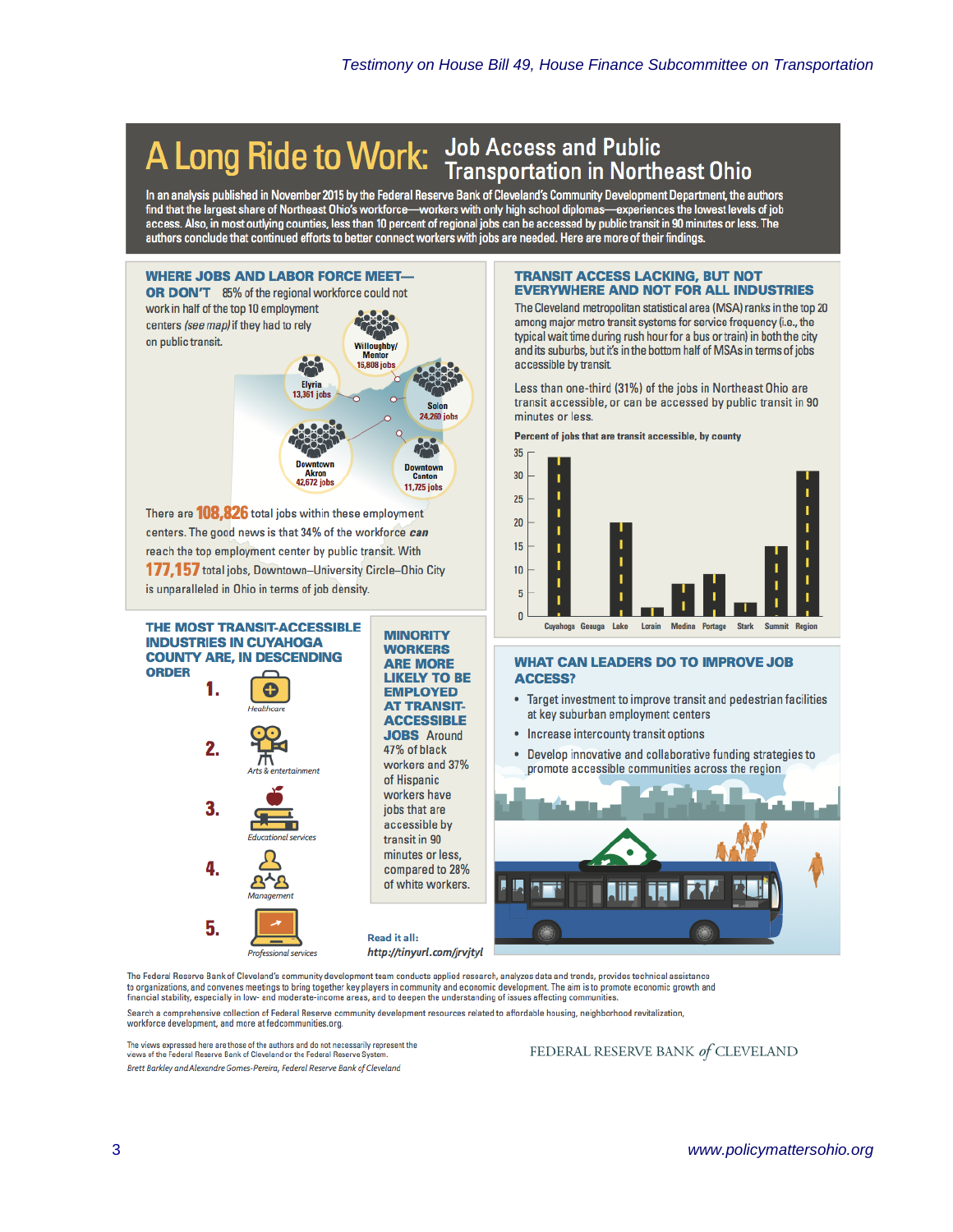# A Long Ride to Work: Job Access and Public Transportation in Northeast Ohio

In an analysis published in November 2015 by the Federal Reserve Bank of Cleveland's Community Development Department, the authors find that the largest share of Northeast Ohio's workforce—workers with only high school diplomas—experiences the lowest levels of job access. Also, in most outlying counties, less than 10 percent of regional jobs can be accessed by public transit in 90 minutes or less. The authors conclude that continued efforts to better connect workers with jobs are needed. Here are more of their findings.

## WHERE JOBS AND LABOR FORCE MEET—OR DON'T

85% of the regional workforce could not work in half of the top 10 employment centers *(see map)* if they had to rely on public transit.

- Willoughby/Mentor: 15,808 jobs
- Elyria: 13,361 jobs
- Solon: 24,260 jobs
- Downtown Akron: 42,672 jobs
- Downtown Canton: 11,725 jobs

There are **108,826** total jobs within these employment centers. The good news is that 34% of the workforce ***can*** reach the top employment center by public transit. With **177,157** total jobs, Downtown–University Circle–Ohio City is unparalleled in Ohio in terms of job density.

## TRANSIT ACCESS LACKING, BUT NOT EVERYWHERE AND NOT FOR ALL INDUSTRIES

The Cleveland metropolitan statistical area (MSA) ranks in the top 20 among major metro transit systems for service frequency (i.e., the typical wait time during rush hour for a bus or train) in both the city and its suburbs, but it's in the bottom half of MSAs in terms of jobs accessible by transit.

Less than one-third (31%) of the jobs in Northeast Ohio are transit accessible, or can be accessed by public transit in 90 minutes or less.

**Percent of jobs that are transit accessible, by county**

| County | Percent (approx.) |
|---|---|
| Cuyahoga | 34 |
| Geauga | 0 |
| Lake | 20 |
| Lorain | 2 |
| Medina | 7 |
| Portage | 9 |
| Stark | 3 |
| Summit | 15 |
| Region | 31 |

## THE MOST TRANSIT-ACCESSIBLE INDUSTRIES IN CUYAHOGA COUNTY ARE, IN DESCENDING ORDER

1. Healthcare
2. Arts & entertainment
3. Educational services
4. Management
5. Professional services

## MINORITY WORKERS ARE MORE LIKELY TO BE EMPLOYED AT TRANSIT-ACCESSIBLE JOBS

Around 47% of black workers and 37% of Hispanic workers have jobs that are accessible by transit in 90 minutes or less, compared to 28% of white workers.

## WHAT CAN LEADERS DO TO IMPROVE JOB ACCESS?

- Target investment to improve transit and pedestrian facilities at key suburban employment centers
- Increase intercounty transit options
- Develop innovative and collaborative funding strategies to promote accessible communities across the region

**Read it all:** *http://tinyurl.com/jrvjtyl*

The Federal Reserve Bank of Cleveland's community development team conducts applied research, analyzes data and trends, provides technical assistance to organizations, and convenes meetings to bring together key players in community and economic development. The aim is to promote economic growth and financial stability, especially in low- and moderate-income areas, and to deepen the understanding of issues affecting communities.

Search a comprehensive collection of Federal Reserve community development resources related to affordable housing, neighborhood revitalization, workforce development, and more at fedcommunities.org.

The views expressed here are those of the authors and do not necessarily represent the views of the Federal Reserve Bank of Cleveland or the Federal Reserve System.

*Brett Barkley and Alexandre Gomes-Pereira, Federal Reserve Bank of Cleveland*

FEDERAL RESERVE BANK *of* CLEVELAND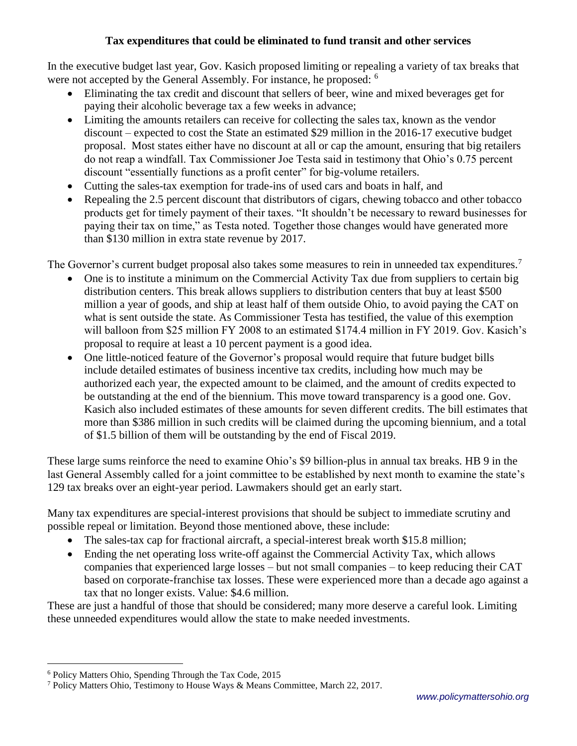**Tax expenditures that could be eliminated to fund transit and other services**

In the executive budget last year, Gov. Kasich proposed limiting or repealing a variety of tax breaks that were not accepted by the General Assembly. For instance, he proposed: [6]

- Eliminating the tax credit and discount that sellers of beer, wine and mixed beverages get for paying their alcoholic beverage tax a few weeks in advance;
- Limiting the amounts retailers can receive for collecting the sales tax, known as the vendor discount – expected to cost the State an estimated $29 million in the 2016-17 executive budget proposal. Most states either have no discount at all or cap the amount, ensuring that big retailers do not reap a windfall. Tax Commissioner Joe Testa said in testimony that Ohio's 0.75 percent discount "essentially functions as a profit center" for big-volume retailers.
- Cutting the sales-tax exemption for trade-ins of used cars and boats in half, and
- Repealing the 2.5 percent discount that distributors of cigars, chewing tobacco and other tobacco products get for timely payment of their taxes. "It shouldn't be necessary to reward businesses for paying their tax on time," as Testa noted. Together those changes would have generated more than $130 million in extra state revenue by 2017.

The Governor's current budget proposal also takes some measures to rein in unneeded tax expenditures.[7]

- One is to institute a minimum on the Commercial Activity Tax due from suppliers to certain big distribution centers. This break allows suppliers to distribution centers that buy at least $500 million a year of goods, and ship at least half of them outside Ohio, to avoid paying the CAT on what is sent outside the state. As Commissioner Testa has testified, the value of this exemption will balloon from $25 million FY 2008 to an estimated $174.4 million in FY 2019. Gov. Kasich's proposal to require at least a 10 percent payment is a good idea.
- One little-noticed feature of the Governor's proposal would require that future budget bills include detailed estimates of business incentive tax credits, including how much may be authorized each year, the expected amount to be claimed, and the amount of credits expected to be outstanding at the end of the biennium. This move toward transparency is a good one. Gov. Kasich also included estimates of these amounts for seven different credits. The bill estimates that more than $386 million in such credits will be claimed during the upcoming biennium, and a total of $1.5 billion of them will be outstanding by the end of Fiscal 2019.

These large sums reinforce the need to examine Ohio's $9 billion-plus in annual tax breaks. HB 9 in the last General Assembly called for a joint committee to be established by next month to examine the state's 129 tax breaks over an eight-year period. Lawmakers should get an early start.

Many tax expenditures are special-interest provisions that should be subject to immediate scrutiny and possible repeal or limitation. Beyond those mentioned above, these include:

- The sales-tax cap for fractional aircraft, a special-interest break worth $15.8 million;
- Ending the net operating loss write-off against the Commercial Activity Tax, which allows companies that experienced large losses – but not small companies – to keep reducing their CAT based on corporate-franchise tax losses. These were experienced more than a decade ago against a tax that no longer exists. Value: $4.6 million.

These are just a handful of those that should be considered; many more deserve a careful look. Limiting these unneeded expenditures would allow the state to make needed investments.

---

[6] Policy Matters Ohio, Spending Through the Tax Code, 2015

[7] Policy Matters Ohio, Testimony to House Ways & Means Committee, March 22, 2017.